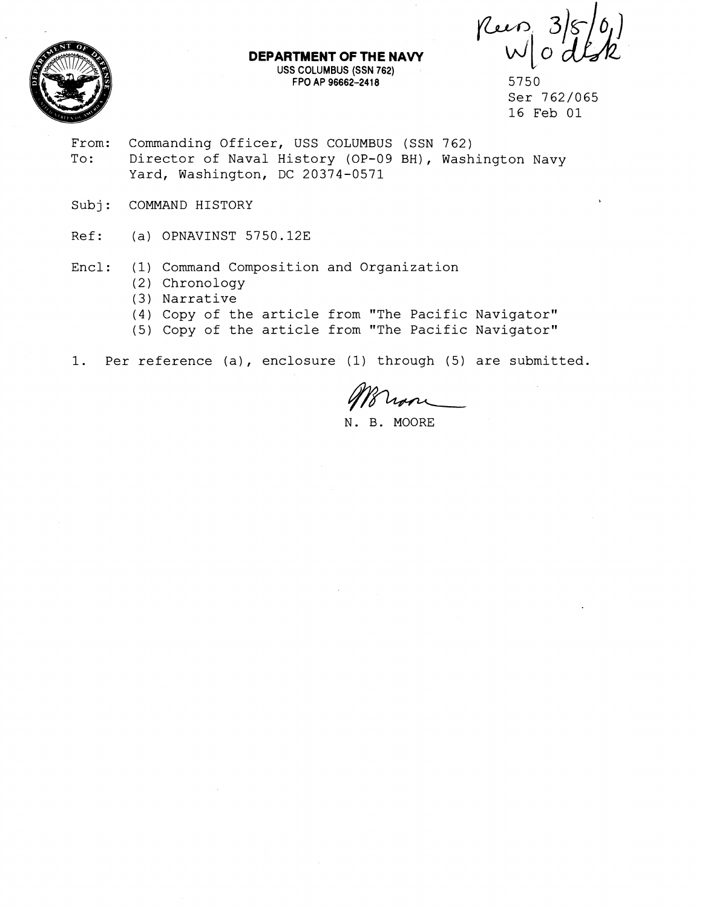**DEPARTMENT OF THE NAVY**
USS COLUMBUS (SSN 762)
FPO AP 96662-2418

Rec'd 3/8/01
w/o disk

5750
Ser 762/065
16 Feb 01

From: Commanding Officer, USS COLUMBUS (SSN 762)
To: Director of Naval History (OP-09 BH), Washington Navy Yard, Washington, DC 20374-0571

Subj: COMMAND HISTORY

Ref: (a) OPNAVINST 5750.12E

Encl: (1) Command Composition and Organization
(2) Chronology
(3) Narrative
(4) Copy of the article from "The Pacific Navigator"
(5) Copy of the article from "The Pacific Navigator"

1. Per reference (a), enclosure (1) through (5) are submitted.

N. B. MOORE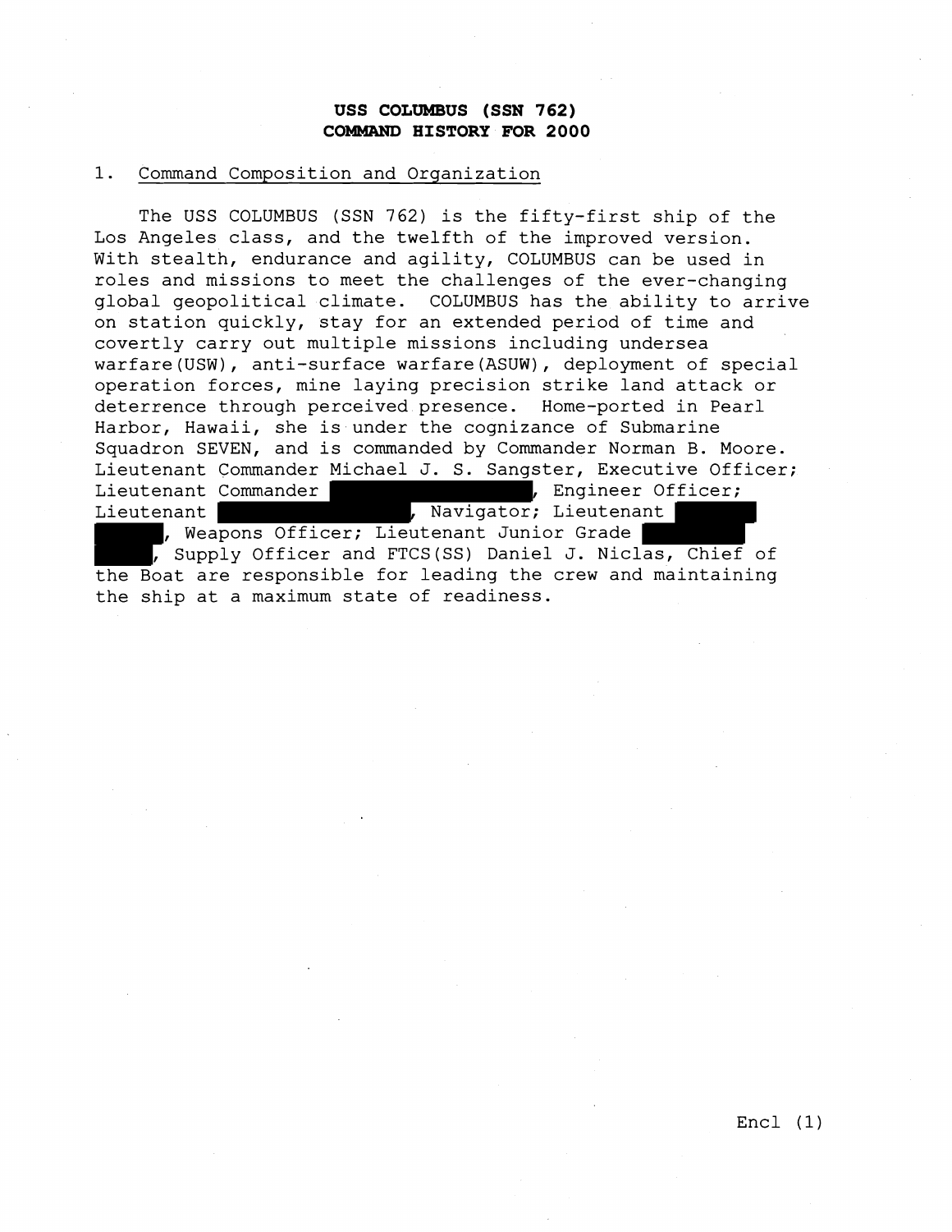**USS COLUMBUS (SSN 762)**
**COMMAND HISTORY FOR 2000**

1. Command Composition and Organization

The USS COLUMBUS (SSN 762) is the fifty-first ship of the Los Angeles class, and the twelfth of the improved version. With stealth, endurance and agility, COLUMBUS can be used in roles and missions to meet the challenges of the ever-changing global geopolitical climate. COLUMBUS has the ability to arrive on station quickly, stay for an extended period of time and covertly carry out multiple missions including undersea warfare(USW), anti-surface warfare(ASUW), deployment of special operation forces, mine laying precision strike land attack or deterrence through perceived presence. Home-ported in Pearl Harbor, Hawaii, she is under the cognizance of Submarine Squadron SEVEN, and is commanded by Commander Norman B. Moore. Lieutenant Commander Michael J. S. Sangster, Executive Officer; Lieutenant Commander [REDACTED], Engineer Officer; Lieutenant [REDACTED], Navigator; Lieutenant [REDACTED], Weapons Officer; Lieutenant Junior Grade [REDACTED], Supply Officer and FTCS(SS) Daniel J. Niclas, Chief of the Boat are responsible for leading the crew and maintaining the ship at a maximum state of readiness.

Encl (1)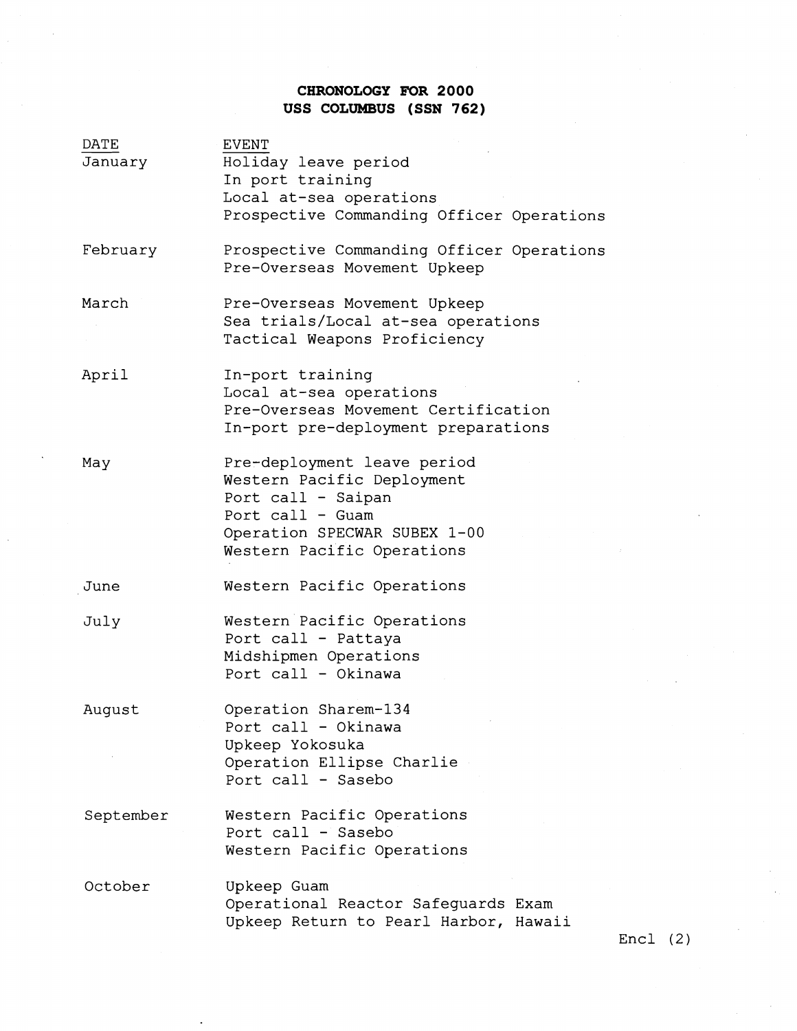**CHRONOLOGY FOR 2000**
**USS COLUMBUS (SSN 762)**

| DATE | EVENT |
|---|---|
| January | Holiday leave period<br>In port training<br>Local at-sea operations<br>Prospective Commanding Officer Operations |
| February | Prospective Commanding Officer Operations<br>Pre-Overseas Movement Upkeep |
| March | Pre-Overseas Movement Upkeep<br>Sea trials/Local at-sea operations<br>Tactical Weapons Proficiency |
| April | In-port training<br>Local at-sea operations<br>Pre-Overseas Movement Certification<br>In-port pre-deployment preparations |
| May | Pre-deployment leave period<br>Western Pacific Deployment<br>Port call - Saipan<br>Port call - Guam<br>Operation SPECWAR SUBEX 1-00<br>Western Pacific Operations |
| June | Western Pacific Operations |
| July | Western Pacific Operations<br>Port call - Pattaya<br>Midshipmen Operations<br>Port call - Okinawa |
| August | Operation Sharem-134<br>Port call - Okinawa<br>Upkeep Yokosuka<br>Operation Ellipse Charlie<br>Port call - Sasebo |
| September | Western Pacific Operations<br>Port call - Sasebo<br>Western Pacific Operations |
| October | Upkeep Guam<br>Operational Reactor Safeguards Exam<br>Upkeep Return to Pearl Harbor, Hawaii |

Encl (2)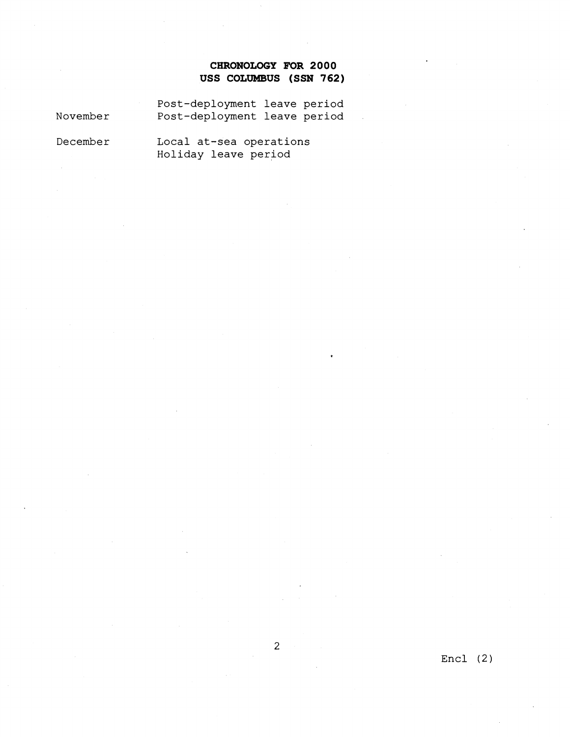**CHRONOLOGY FOR 2000**
**USS COLUMBUS (SSN 762)**

| | |
|---|---|
| | Post-deployment leave period |
| November | Post-deployment leave period |
| December | Local at-sea operations |
| | Holiday leave period |

Encl (2)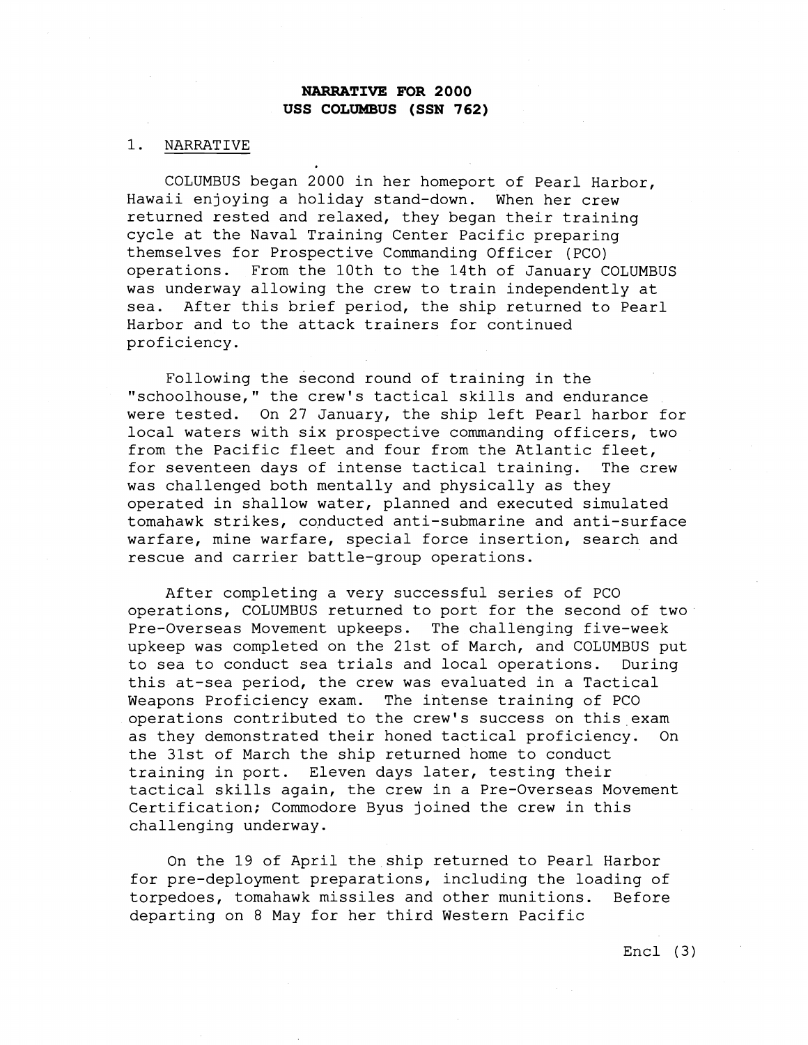## NARRATIVE FOR 2000
## USS COLUMBUS (SSN 762)

1. NARRATIVE

COLUMBUS began 2000 in her homeport of Pearl Harbor, Hawaii enjoying a holiday stand-down. When her crew returned rested and relaxed, they began their training cycle at the Naval Training Center Pacific preparing themselves for Prospective Commanding Officer (PCO) operations. From the 10th to the 14th of January COLUMBUS was underway allowing the crew to train independently at sea. After this brief period, the ship returned to Pearl Harbor and to the attack trainers for continued proficiency.

Following the second round of training in the "schoolhouse," the crew's tactical skills and endurance were tested. On 27 January, the ship left Pearl harbor for local waters with six prospective commanding officers, two from the Pacific fleet and four from the Atlantic fleet, for seventeen days of intense tactical training. The crew was challenged both mentally and physically as they operated in shallow water, planned and executed simulated tomahawk strikes, conducted anti-submarine and anti-surface warfare, mine warfare, special force insertion, search and rescue and carrier battle-group operations.

After completing a very successful series of PCO operations, COLUMBUS returned to port for the second of two Pre-Overseas Movement upkeeps. The challenging five-week upkeep was completed on the 21st of March, and COLUMBUS put to sea to conduct sea trials and local operations. During this at-sea period, the crew was evaluated in a Tactical Weapons Proficiency exam. The intense training of PCO operations contributed to the crew's success on this exam as they demonstrated their honed tactical proficiency. On the 31st of March the ship returned home to conduct training in port. Eleven days later, testing their tactical skills again, the crew in a Pre-Overseas Movement Certification; Commodore Byus joined the crew in this challenging underway.

On the 19 of April the ship returned to Pearl Harbor for pre-deployment preparations, including the loading of torpedoes, tomahawk missiles and other munitions. Before departing on 8 May for her third Western Pacific

Encl (3)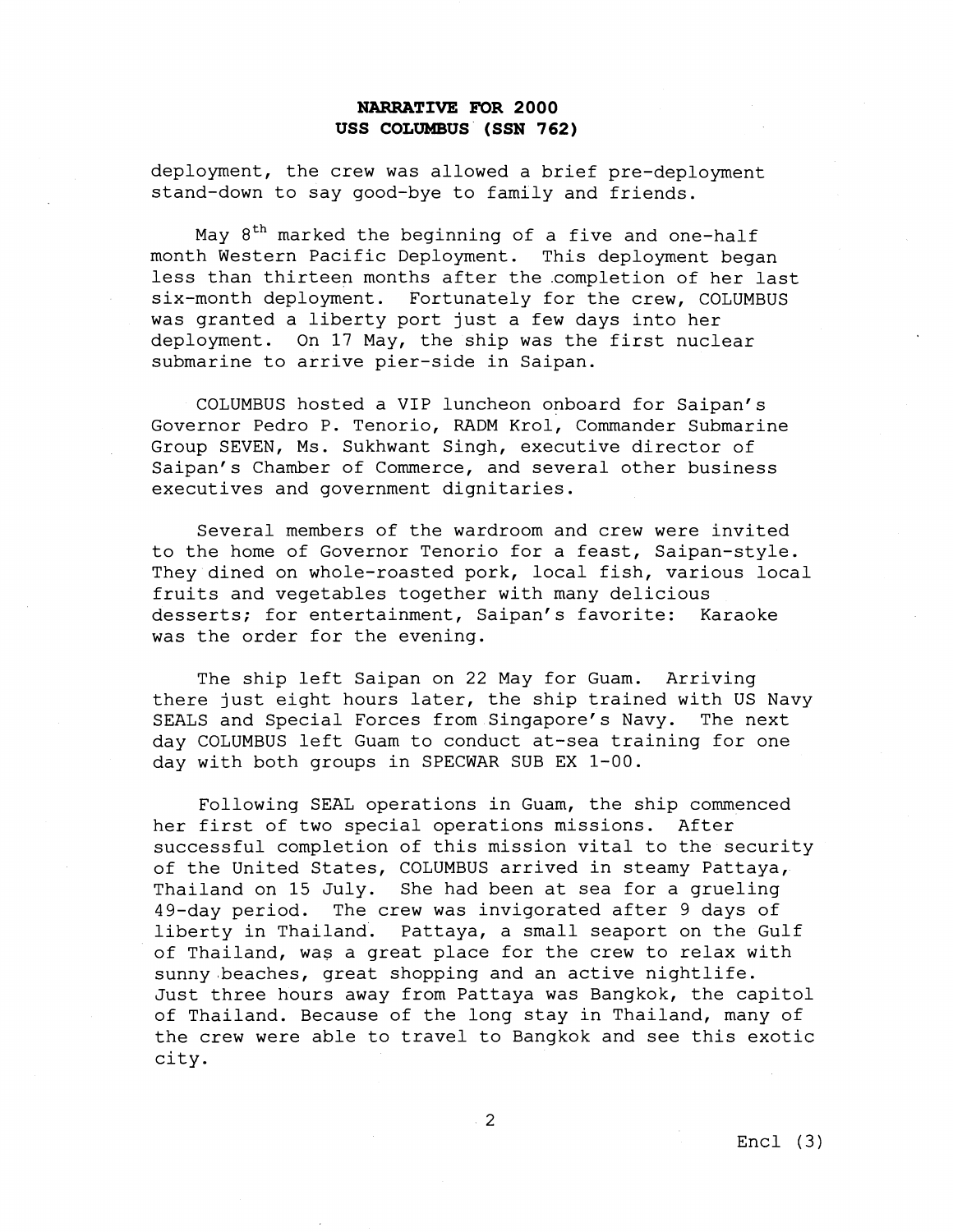**NARRATIVE FOR 2000**
**USS COLUMBUS (SSN 762)**

deployment, the crew was allowed a brief pre-deployment stand-down to say good-bye to family and friends.

May 8th marked the beginning of a five and one-half month Western Pacific Deployment. This deployment began less than thirteen months after the completion of her last six-month deployment. Fortunately for the crew, COLUMBUS was granted a liberty port just a few days into her deployment. On 17 May, the ship was the first nuclear submarine to arrive pier-side in Saipan.

COLUMBUS hosted a VIP luncheon onboard for Saipan's Governor Pedro P. Tenorio, RADM Krol, Commander Submarine Group SEVEN, Ms. Sukhwant Singh, executive director of Saipan's Chamber of Commerce, and several other business executives and government dignitaries.

Several members of the wardroom and crew were invited to the home of Governor Tenorio for a feast, Saipan-style. They dined on whole-roasted pork, local fish, various local fruits and vegetables together with many delicious desserts; for entertainment, Saipan's favorite: Karaoke was the order for the evening.

The ship left Saipan on 22 May for Guam. Arriving there just eight hours later, the ship trained with US Navy SEALS and Special Forces from Singapore's Navy. The next day COLUMBUS left Guam to conduct at-sea training for one day with both groups in SPECWAR SUB EX 1-00.

Following SEAL operations in Guam, the ship commenced her first of two special operations missions. After successful completion of this mission vital to the security of the United States, COLUMBUS arrived in steamy Pattaya, Thailand on 15 July. She had been at sea for a grueling 49-day period. The crew was invigorated after 9 days of liberty in Thailand. Pattaya, a small seaport on the Gulf of Thailand, was a great place for the crew to relax with sunny beaches, great shopping and an active nightlife. Just three hours away from Pattaya was Bangkok, the capitol of Thailand. Because of the long stay in Thailand, many of the crew were able to travel to Bangkok and see this exotic city.

Encl (3)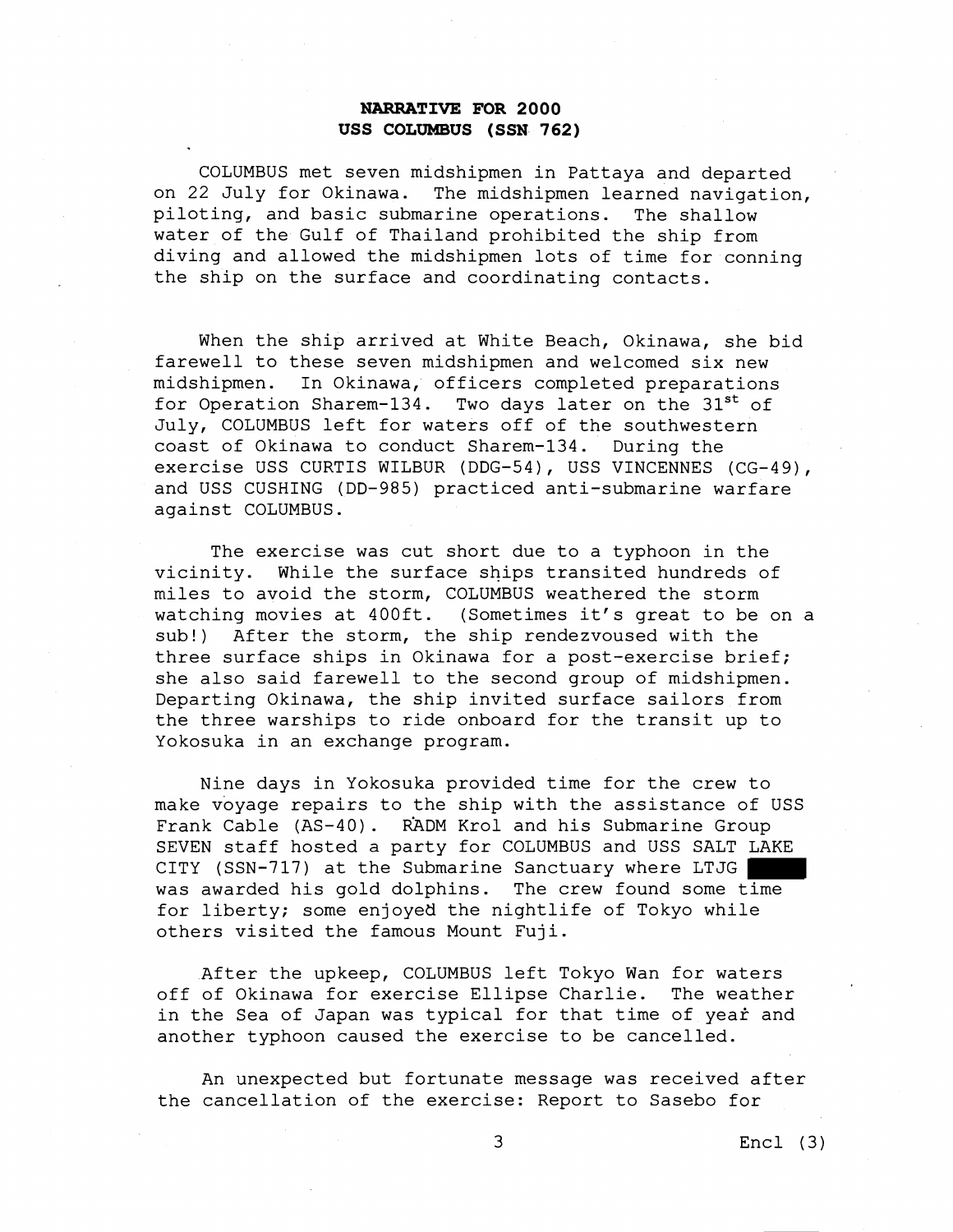**NARRATIVE FOR 2000**
**USS COLUMBUS (SSN 762)**

COLUMBUS met seven midshipmen in Pattaya and departed on 22 July for Okinawa. The midshipmen learned navigation, piloting, and basic submarine operations. The shallow water of the Gulf of Thailand prohibited the ship from diving and allowed the midshipmen lots of time for conning the ship on the surface and coordinating contacts.

When the ship arrived at White Beach, Okinawa, she bid farewell to these seven midshipmen and welcomed six new midshipmen. In Okinawa, officers completed preparations for Operation Sharem-134. Two days later on the 31st of July, COLUMBUS left for waters off of the southwestern coast of Okinawa to conduct Sharem-134. During the exercise USS CURTIS WILBUR (DDG-54), USS VINCENNES (CG-49), and USS CUSHING (DD-985) practiced anti-submarine warfare against COLUMBUS.

The exercise was cut short due to a typhoon in the vicinity. While the surface ships transited hundreds of miles to avoid the storm, COLUMBUS weathered the storm watching movies at 400ft. (Sometimes it's great to be on a sub!) After the storm, the ship rendezvoused with the three surface ships in Okinawa for a post-exercise brief; she also said farewell to the second group of midshipmen. Departing Okinawa, the ship invited surface sailors from the three warships to ride onboard for the transit up to Yokosuka in an exchange program.

Nine days in Yokosuka provided time for the crew to make voyage repairs to the ship with the assistance of USS Frank Cable (AS-40). RADM Krol and his Submarine Group SEVEN staff hosted a party for COLUMBUS and USS SALT LAKE CITY (SSN-717) at the Submarine Sanctuary where LTJG ████ was awarded his gold dolphins. The crew found some time for liberty; some enjoyed the nightlife of Tokyo while others visited the famous Mount Fuji.

After the upkeep, COLUMBUS left Tokyo Wan for waters off of Okinawa for exercise Ellipse Charlie. The weather in the Sea of Japan was typical for that time of year and another typhoon caused the exercise to be cancelled.

An unexpected but fortunate message was received after the cancellation of the exercise: Report to Sasebo for

Encl (3)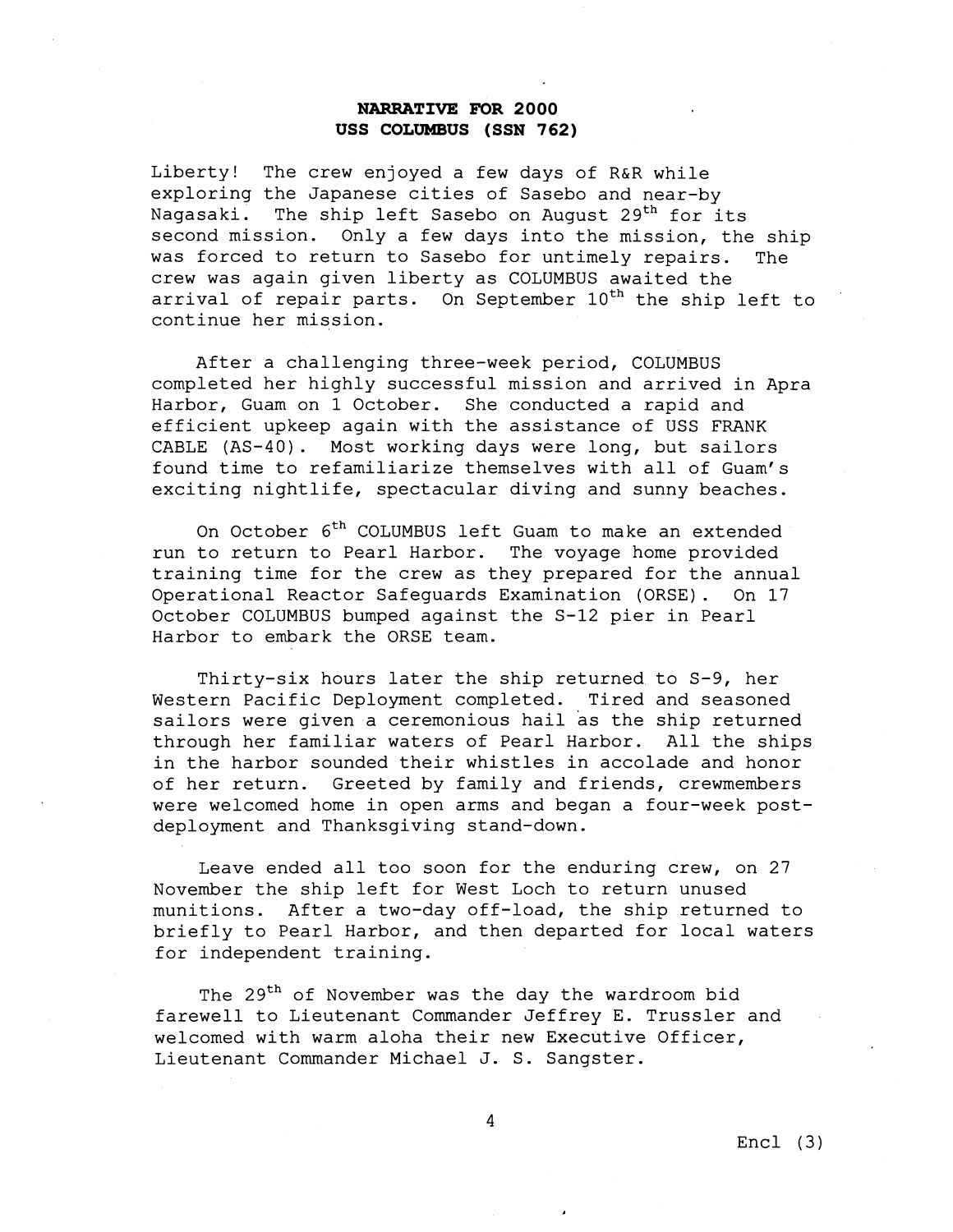**NARRATIVE FOR 2000**
**USS COLUMBUS (SSN 762)**

Liberty! The crew enjoyed a few days of R&R while exploring the Japanese cities of Sasebo and near-by Nagasaki. The ship left Sasebo on August 29th for its second mission. Only a few days into the mission, the ship was forced to return to Sasebo for untimely repairs. The crew was again given liberty as COLUMBUS awaited the arrival of repair parts. On September 10th the ship left to continue her mission.

After a challenging three-week period, COLUMBUS completed her highly successful mission and arrived in Apra Harbor, Guam on 1 October. She conducted a rapid and efficient upkeep again with the assistance of USS FRANK CABLE (AS-40). Most working days were long, but sailors found time to refamiliarize themselves with all of Guam's exciting nightlife, spectacular diving and sunny beaches.

On October 6th COLUMBUS left Guam to make an extended run to return to Pearl Harbor. The voyage home provided training time for the crew as they prepared for the annual Operational Reactor Safeguards Examination (ORSE). On 17 October COLUMBUS bumped against the S-12 pier in Pearl Harbor to embark the ORSE team.

Thirty-six hours later the ship returned to S-9, her Western Pacific Deployment completed. Tired and seasoned sailors were given a ceremonious hail as the ship returned through her familiar waters of Pearl Harbor. All the ships in the harbor sounded their whistles in accolade and honor of her return. Greeted by family and friends, crewmembers were welcomed home in open arms and began a four-week post-deployment and Thanksgiving stand-down.

Leave ended all too soon for the enduring crew, on 27 November the ship left for West Loch to return unused munitions. After a two-day off-load, the ship returned to briefly to Pearl Harbor, and then departed for local waters for independent training.

The 29th of November was the day the wardroom bid farewell to Lieutenant Commander Jeffrey E. Trussler and welcomed with warm aloha their new Executive Officer, Lieutenant Commander Michael J. S. Sangster.

Encl (3)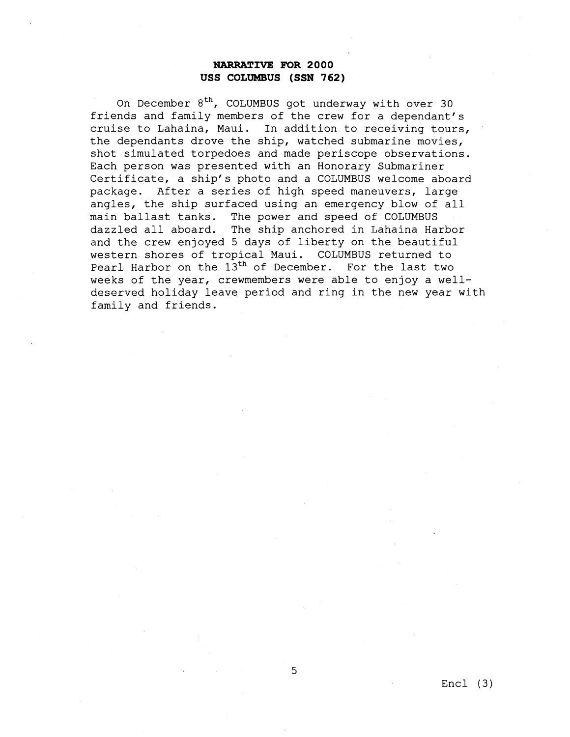**NARRATIVE FOR 2000**
**USS COLUMBUS (SSN 762)**

On December 8th, COLUMBUS got underway with over 30 friends and family members of the crew for a dependant's cruise to Lahaina, Maui. In addition to receiving tours, the dependants drove the ship, watched submarine movies, shot simulated torpedoes and made periscope observations. Each person was presented with an Honorary Submariner Certificate, a ship's photo and a COLUMBUS welcome aboard package. After a series of high speed maneuvers, large angles, the ship surfaced using an emergency blow of all main ballast tanks. The power and speed of COLUMBUS dazzled all aboard. The ship anchored in Lahaina Harbor and the crew enjoyed 5 days of liberty on the beautiful western shores of tropical Maui. COLUMBUS returned to Pearl Harbor on the 13th of December. For the last two weeks of the year, crewmembers were able to enjoy a well-deserved holiday leave period and ring in the new year with family and friends.

Encl (3)